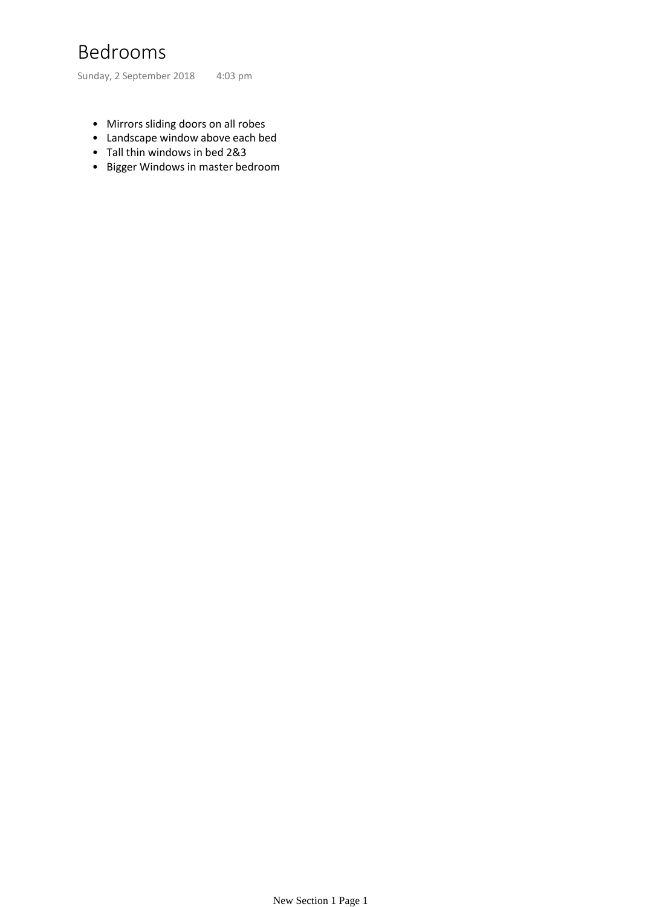# Bedrooms

Sunday, 2 September 2018 4:03 pm

- Mirrors sliding doors on all robes
- Landscape window above each bed
- Tall thin windows in bed 2&3
- Bigger Windows in master bedroom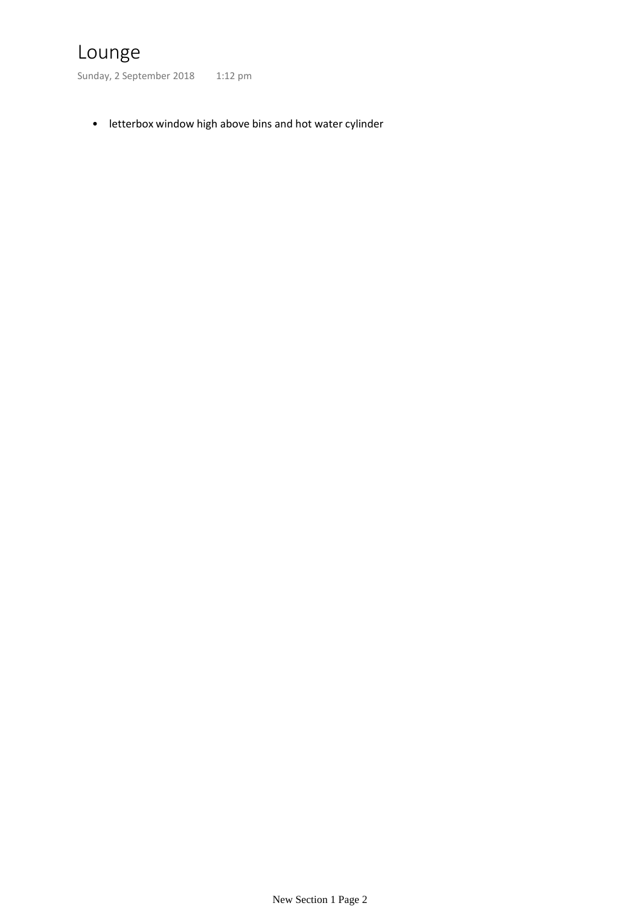# Lounge

Sunday, 2 September 2018 1:12 pm

- letterbox window high above bins and hot water cylinder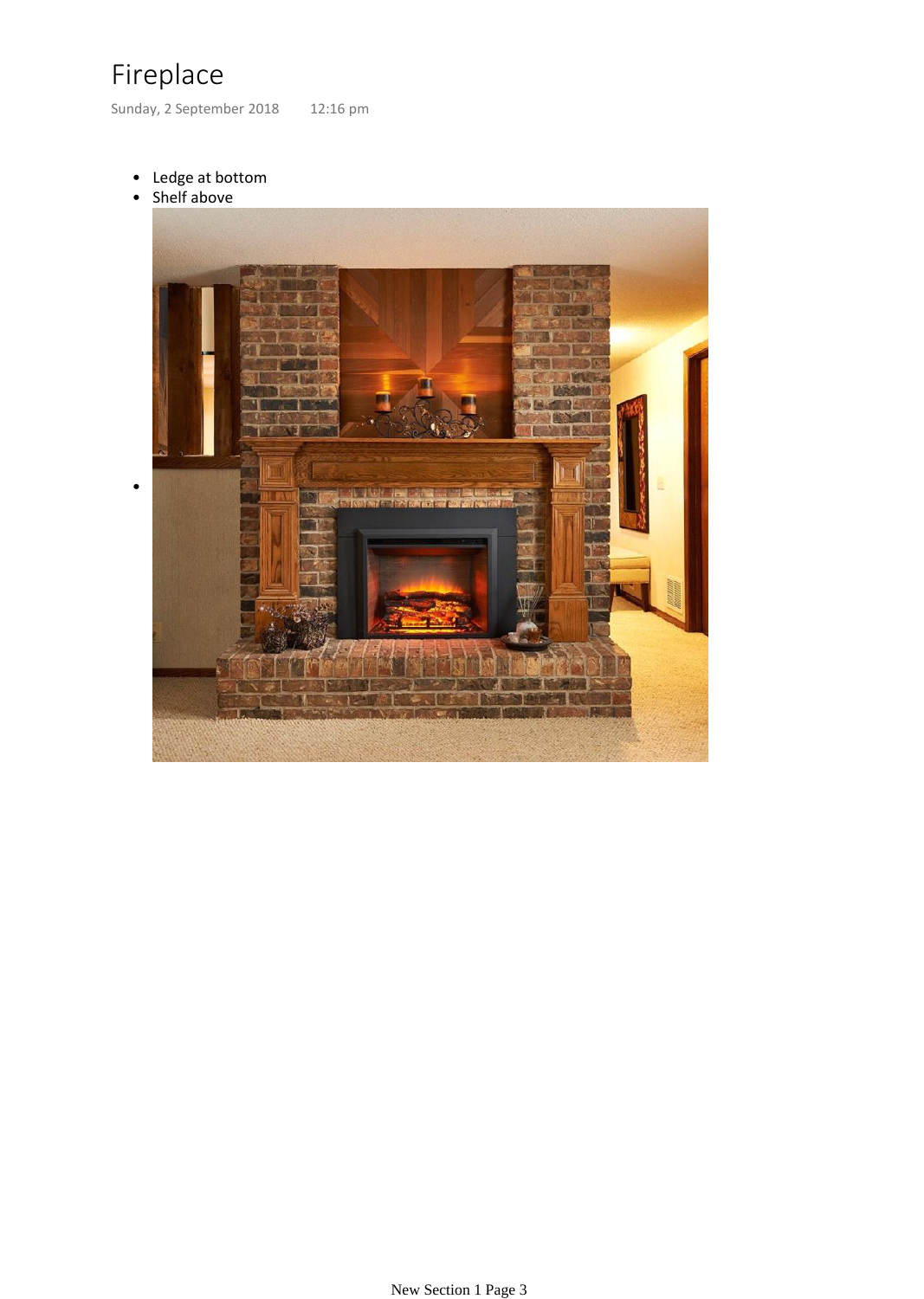# Fireplace

Sunday, 2 September 2018 12:16 pm

- Ledge at bottom
- Shelf above
-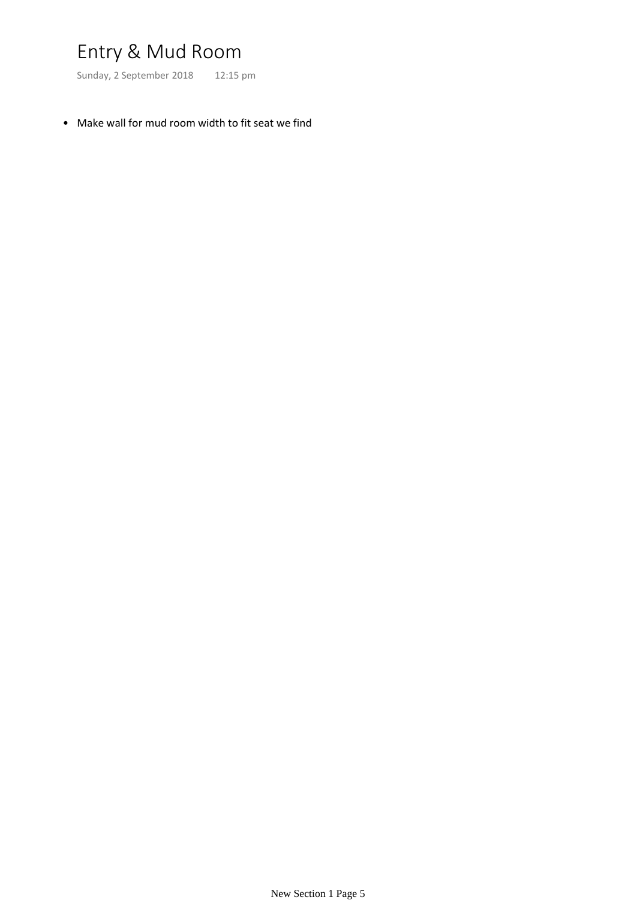# Entry & Mud Room

Sunday, 2 September 2018 12:15 pm

- Make wall for mud room width to fit seat we find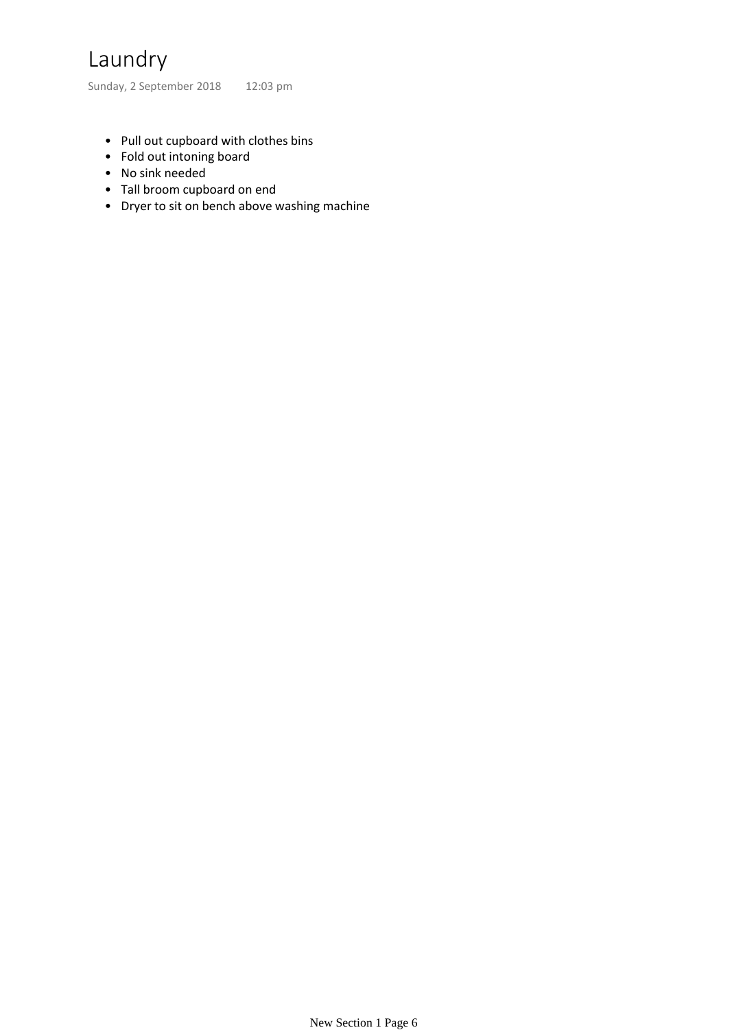# Laundry

Sunday, 2 September 2018 12:03 pm

- Pull out cupboard with clothes bins
- Fold out intoning board
- No sink needed
- Tall broom cupboard on end
- Dryer to sit on bench above washing machine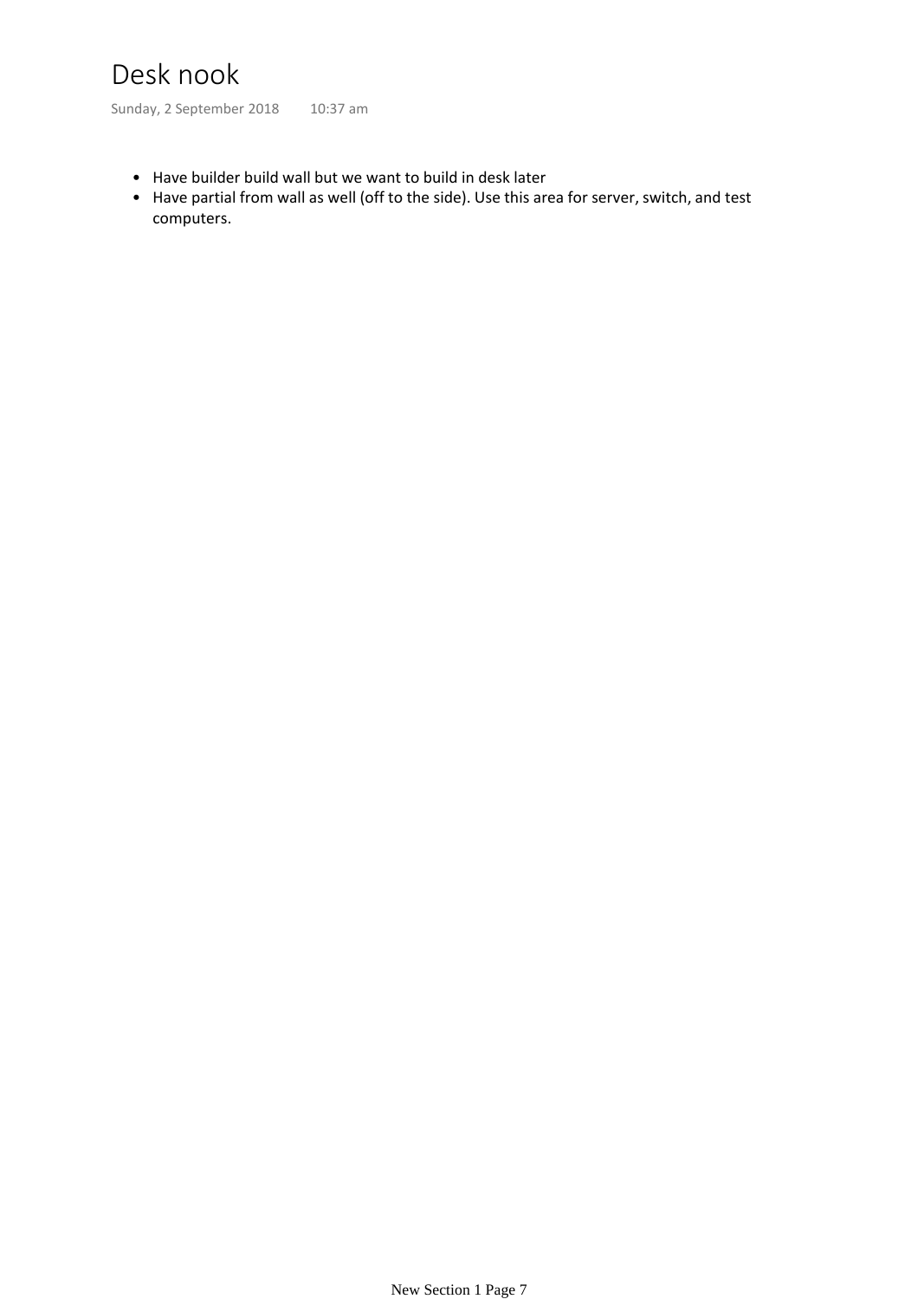# Desk nook

Sunday, 2 September 2018 10:37 am

- Have builder build wall but we want to build in desk later
- Have partial from wall as well (off to the side). Use this area for server, switch, and test computers.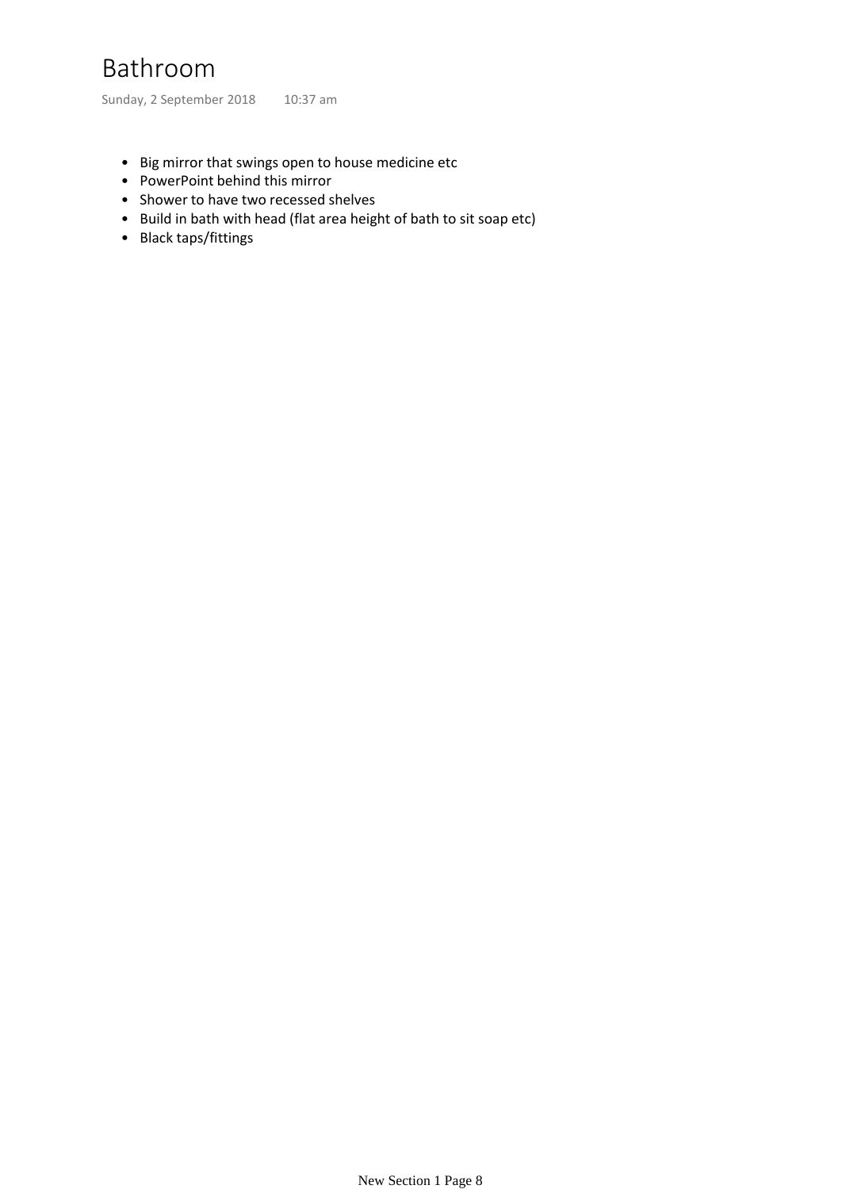# Bathroom

Sunday, 2 September 2018 10:37 am

- Big mirror that swings open to house medicine etc
- PowerPoint behind this mirror
- Shower to have two recessed shelves
- Build in bath with head (flat area height of bath to sit soap etc)
- Black taps/fittings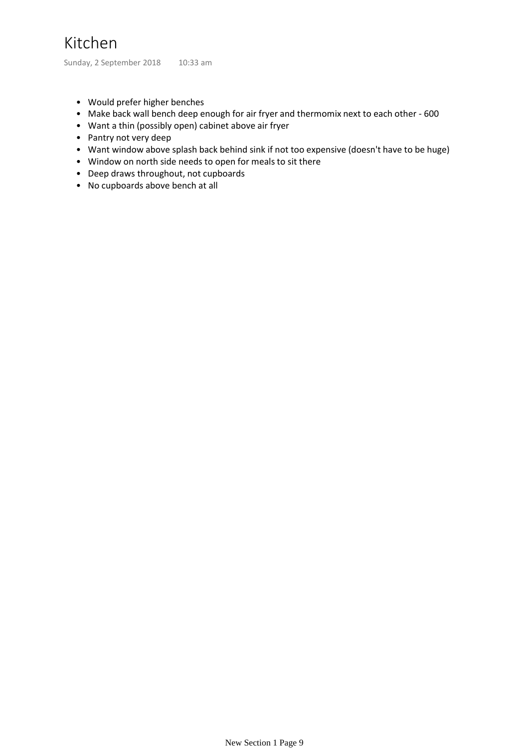# Kitchen

Sunday, 2 September 2018 10:33 am

- Would prefer higher benches
- Make back wall bench deep enough for air fryer and thermomix next to each other - 600
- Want a thin (possibly open) cabinet above air fryer
- Pantry not very deep
- Want window above splash back behind sink if not too expensive (doesn't have to be huge)
- Window on north side needs to open for meals to sit there
- Deep draws throughout, not cupboards
- No cupboards above bench at all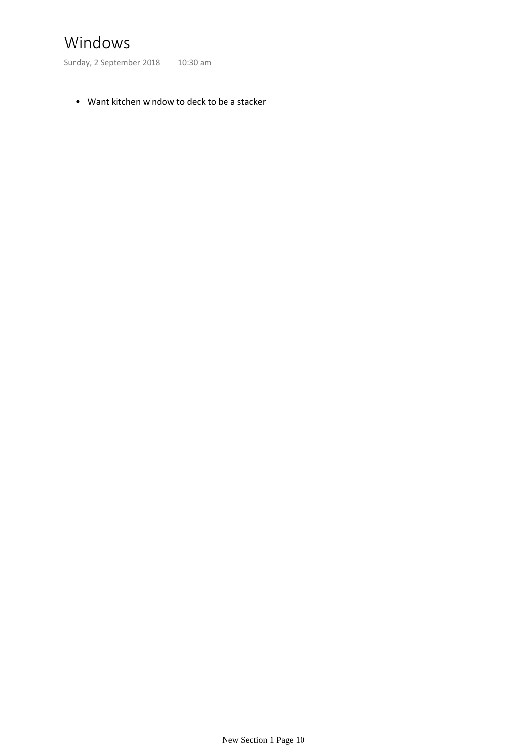# Windows

Sunday, 2 September 2018 10:30 am

- Want kitchen window to deck to be a stacker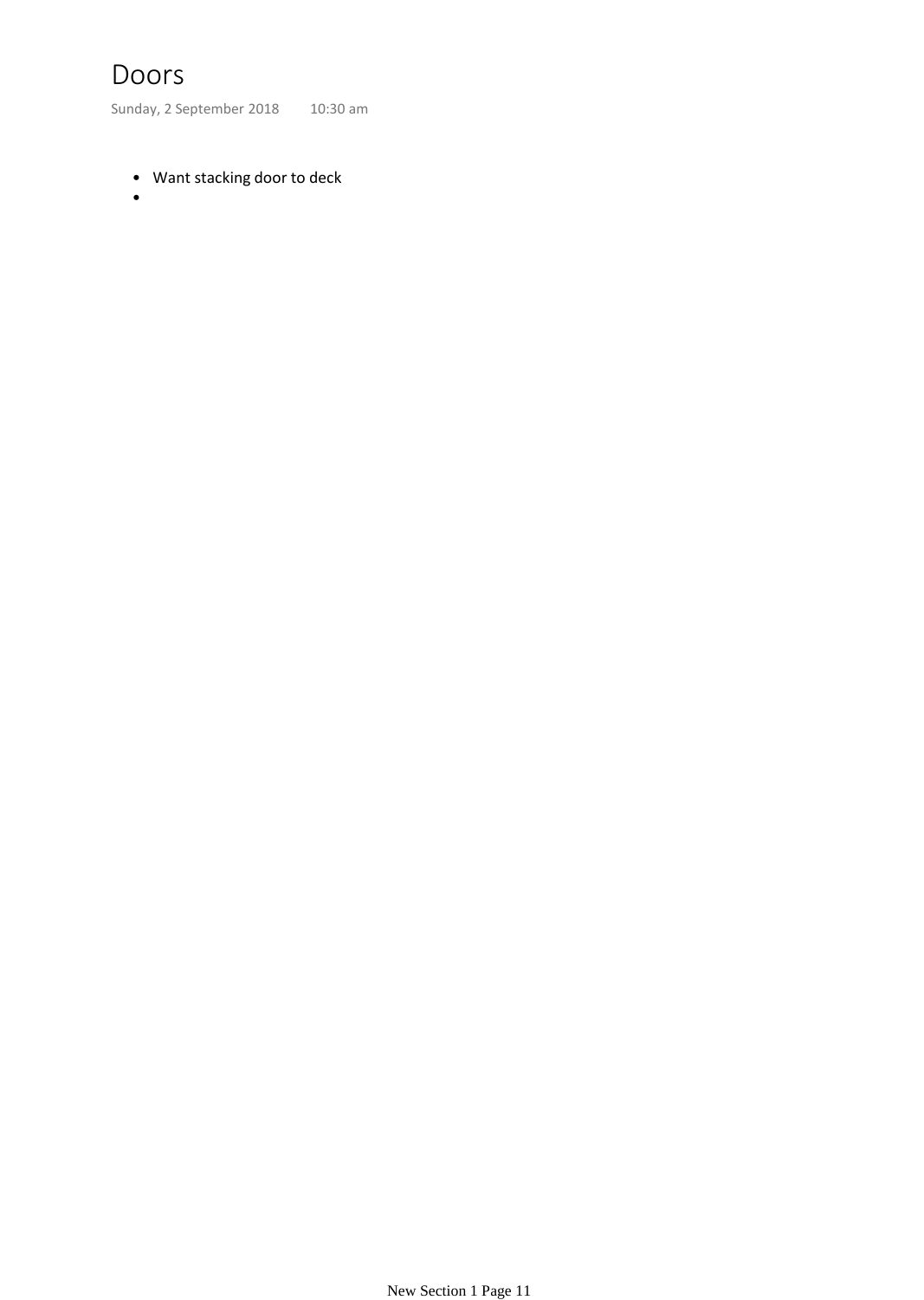# Doors

Sunday, 2 September 2018 10:30 am

- Want stacking door to deck
-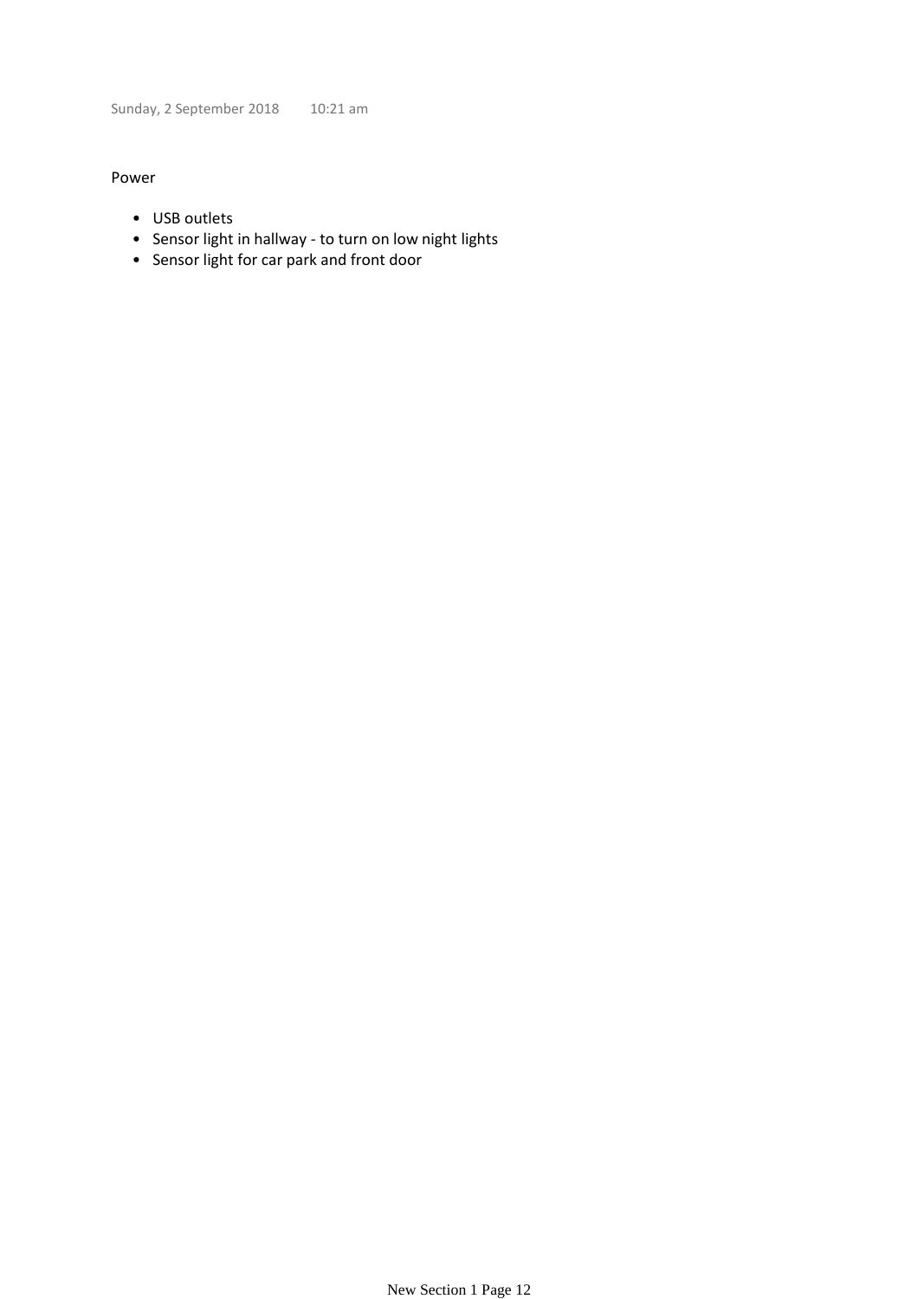Sunday, 2 September 2018 10:21 am

Power

- USB outlets
- Sensor light in hallway - to turn on low night lights
- Sensor light for car park and front door